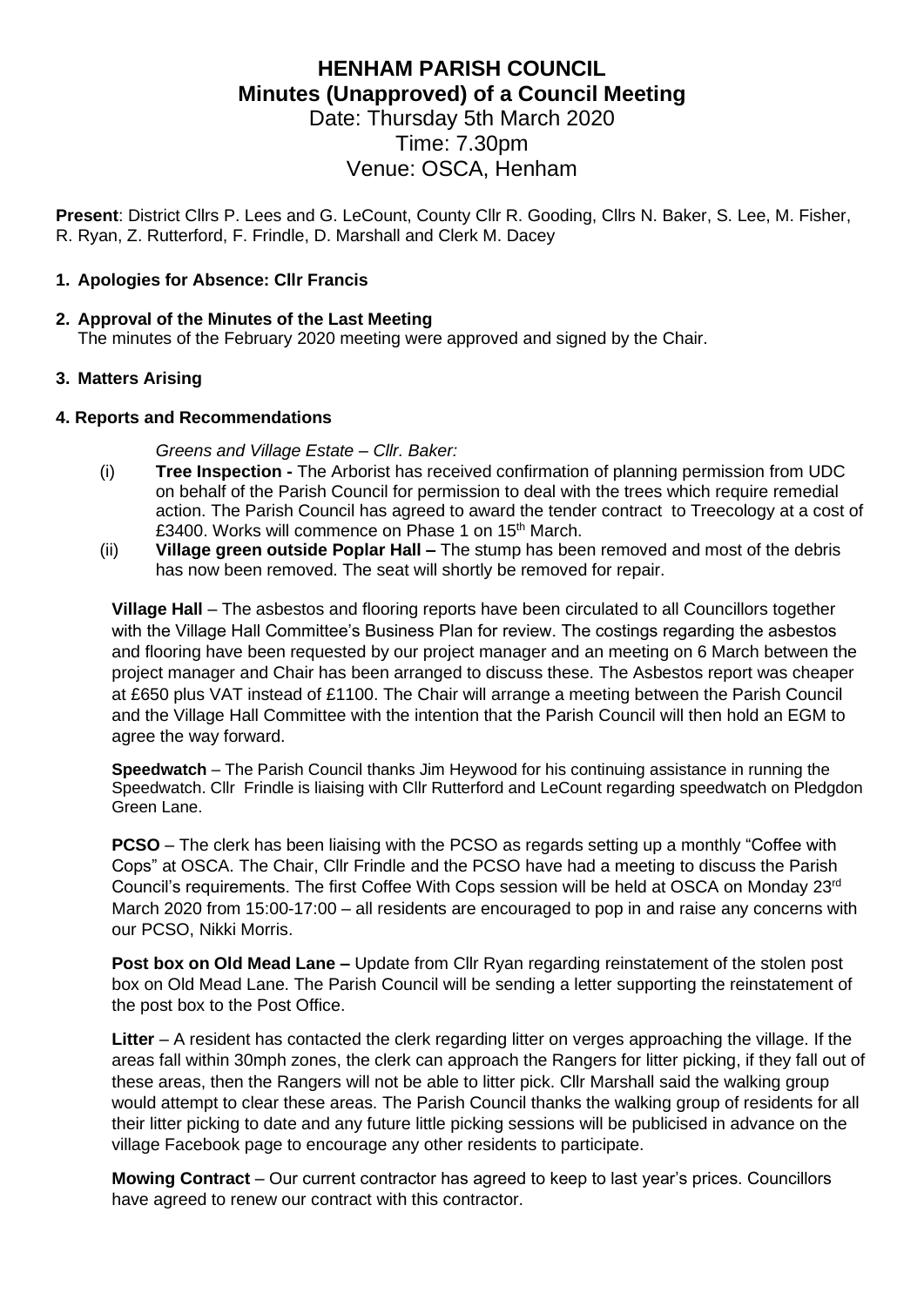# HENHAM PARISH COUNCIL
## Minutes (Unapproved) of a Council Meeting

Date: Thursday 5th March 2020
Time: 7.30pm
Venue: OSCA, Henham

**Present**: District Cllrs P. Lees and G. LeCount, County Cllr R. Gooding, Cllrs N. Baker, S. Lee, M. Fisher, R. Ryan, Z. Rutterford, F. Frindle, D. Marshall and Clerk M. Dacey

**1. Apologies for Absence: Cllr Francis**

**2. Approval of the Minutes of the Last Meeting**
The minutes of the February 2020 meeting were approved and signed by the Chair.

**3. Matters Arising**

**4. Reports and Recommendations**

*Greens and Village Estate – Cllr. Baker:*

(i) **Tree Inspection -** The Arborist has received confirmation of planning permission from UDC on behalf of the Parish Council for permission to deal with the trees which require remedial action. The Parish Council has agreed to award the tender contract to Treecology at a cost of £3400. Works will commence on Phase 1 on 15th March.

(ii) **Village green outside Poplar Hall –** The stump has been removed and most of the debris has now been removed. The seat will shortly be removed for repair.

**Village Hall** – The asbestos and flooring reports have been circulated to all Councillors together with the Village Hall Committee's Business Plan for review. The costings regarding the asbestos and flooring have been requested by our project manager and an meeting on 6 March between the project manager and Chair has been arranged to discuss these. The Asbestos report was cheaper at £650 plus VAT instead of £1100. The Chair will arrange a meeting between the Parish Council and the Village Hall Committee with the intention that the Parish Council will then hold an EGM to agree the way forward.

**Speedwatch** – The Parish Council thanks Jim Heywood for his continuing assistance in running the Speedwatch. Cllr Frindle is liaising with Cllr Rutterford and LeCount regarding speedwatch on Pledgdon Green Lane.

**PCSO** – The clerk has been liaising with the PCSO as regards setting up a monthly "Coffee with Cops" at OSCA. The Chair, Cllr Frindle and the PCSO have had a meeting to discuss the Parish Council's requirements. The first Coffee With Cops session will be held at OSCA on Monday 23rd March 2020 from 15:00-17:00 – all residents are encouraged to pop in and raise any concerns with our PCSO, Nikki Morris.

**Post box on Old Mead Lane –** Update from Cllr Ryan regarding reinstatement of the stolen post box on Old Mead Lane. The Parish Council will be sending a letter supporting the reinstatement of the post box to the Post Office.

**Litter** – A resident has contacted the clerk regarding litter on verges approaching the village. If the areas fall within 30mph zones, the clerk can approach the Rangers for litter picking, if they fall out of these areas, then the Rangers will not be able to litter pick. Cllr Marshall said the walking group would attempt to clear these areas. The Parish Council thanks the walking group of residents for all their litter picking to date and any future little picking sessions will be publicised in advance on the village Facebook page to encourage any other residents to participate.

**Mowing Contract** – Our current contractor has agreed to keep to last year's prices. Councillors have agreed to renew our contract with this contractor.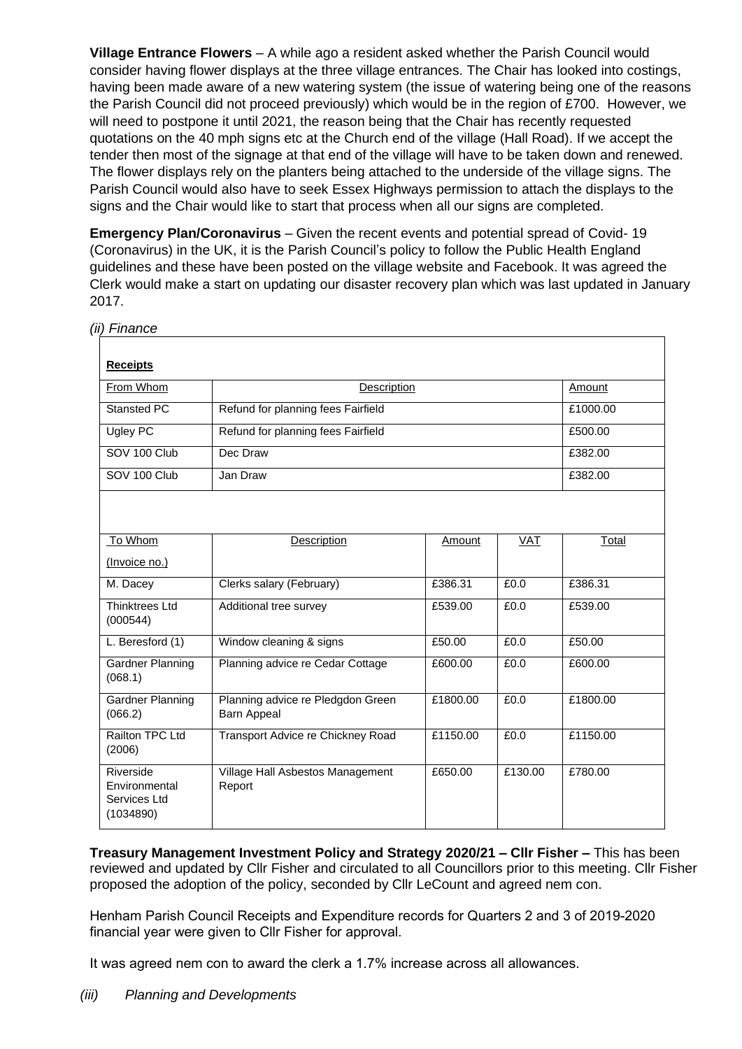**Village Entrance Flowers** – A while ago a resident asked whether the Parish Council would consider having flower displays at the three village entrances. The Chair has looked into costings, having been made aware of a new watering system (the issue of watering being one of the reasons the Parish Council did not proceed previously) which would be in the region of £700. However, we will need to postpone it until 2021, the reason being that the Chair has recently requested quotations on the 40 mph signs etc at the Church end of the village (Hall Road). If we accept the tender then most of the signage at that end of the village will have to be taken down and renewed. The flower displays rely on the planters being attached to the underside of the village signs. The Parish Council would also have to seek Essex Highways permission to attach the displays to the signs and the Chair would like to start that process when all our signs are completed.

**Emergency Plan/Coronavirus** – Given the recent events and potential spread of Covid- 19 (Coronavirus) in the UK, it is the Parish Council's policy to follow the Public Health England guidelines and these have been posted on the village website and Facebook. It was agreed the Clerk would make a start on updating our disaster recovery plan which was last updated in January 2017.

*(ii) Finance*

**Receipts**

| From Whom | Description | Amount |
|---|---|---|
| Stansted PC | Refund for planning fees Fairfield | £1000.00 |
| Ugley PC | Refund for planning fees Fairfield | £500.00 |
| SOV 100 Club | Dec Draw | £382.00 |
| SOV 100 Club | Jan Draw | £382.00 |

| To Whom (Invoice no.) | Description | Amount | VAT | Total |
|---|---|---|---|---|
| M. Dacey | Clerks salary (February) | £386.31 | £0.0 | £386.31 |
| Thinktrees Ltd (000544) | Additional tree survey | £539.00 | £0.0 | £539.00 |
| L. Beresford (1) | Window cleaning & signs | £50.00 | £0.0 | £50.00 |
| Gardner Planning (068.1) | Planning advice re Cedar Cottage | £600.00 | £0.0 | £600.00 |
| Gardner Planning (066.2) | Planning advice re Pledgdon Green Barn Appeal | £1800.00 | £0.0 | £1800.00 |
| Railton TPC Ltd (2006) | Transport Advice re Chickney Road | £1150.00 | £0.0 | £1150.00 |
| Riverside Environmental Services Ltd (1034890) | Village Hall Asbestos Management Report | £650.00 | £130.00 | £780.00 |

**Treasury Management Investment Policy and Strategy 2020/21 – Cllr Fisher –** This has been reviewed and updated by Cllr Fisher and circulated to all Councillors prior to this meeting. Cllr Fisher proposed the adoption of the policy, seconded by Cllr LeCount and agreed nem con.

Henham Parish Council Receipts and Expenditure records for Quarters 2 and 3 of 2019-2020 financial year were given to Cllr Fisher for approval.

It was agreed nem con to award the clerk a 1.7% increase across all allowances.

*(iii) Planning and Developments*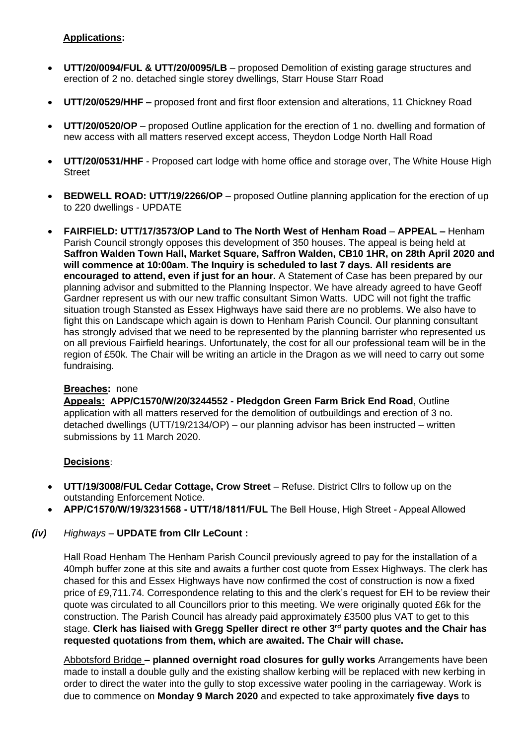**Applications:**

- **UTT/20/0094/FUL & UTT/20/0095/LB** – proposed Demolition of existing garage structures and erection of 2 no. detached single storey dwellings, Starr House Starr Road
- **UTT/20/0529/HHF –** proposed front and first floor extension and alterations, 11 Chickney Road
- **UTT/20/0520/OP** – proposed Outline application for the erection of 1 no. dwelling and formation of new access with all matters reserved except access, Theydon Lodge North Hall Road
- **UTT/20/0531/HHF** - Proposed cart lodge with home office and storage over, The White House High Street
- **BEDWELL ROAD: UTT/19/2266/OP** – proposed Outline planning application for the erection of up to 220 dwellings - UPDATE
- **FAIRFIELD: UTT/17/3573/OP Land to The North West of Henham Road** – **APPEAL –** Henham Parish Council strongly opposes this development of 350 houses. The appeal is being held at **Saffron Walden Town Hall, Market Square, Saffron Walden, CB10 1HR, on 28th April 2020 and will commence at 10:00am. The Inquiry is scheduled to last 7 days. All residents are encouraged to attend, even if just for an hour.** A Statement of Case has been prepared by our planning advisor and submitted to the Planning Inspector. We have already agreed to have Geoff Gardner represent us with our new traffic consultant Simon Watts. UDC will not fight the traffic situation trough Stansted as Essex Highways have said there are no problems. We also have to fight this on Landscape which again is down to Henham Parish Council. Our planning consultant has strongly advised that we need to be represented by the planning barrister who represented us on all previous Fairfield hearings. Unfortunately, the cost for all our professional team will be in the region of £50k. The Chair will be writing an article in the Dragon as we will need to carry out some fundraising.

**Breaches:** none

**Appeals: APP/C1570/W/20/3244552 - Pledgdon Green Farm Brick End Road**, Outline application with all matters reserved for the demolition of outbuildings and erection of 3 no. detached dwellings (UTT/19/2134/OP) – our planning advisor has been instructed – written submissions by 11 March 2020.

**Decisions**:

- **UTT/19/3008/FUL Cedar Cottage, Crow Street** – Refuse. District Cllrs to follow up on the outstanding Enforcement Notice.
- **APP/C1570/W/19/3231568 - UTT/18/1811/FUL** The Bell House, High Street - Appeal Allowed

***(iv)*** *Highways* – **UPDATE from Cllr LeCount :**

Hall Road Henham The Henham Parish Council previously agreed to pay for the installation of a 40mph buffer zone at this site and awaits a further cost quote from Essex Highways. The clerk has chased for this and Essex Highways have now confirmed the cost of construction is now a fixed price of £9,711.74. Correspondence relating to this and the clerk's request for EH to be review their quote was circulated to all Councillors prior to this meeting. We were originally quoted £6k for the construction. The Parish Council has already paid approximately £3500 plus VAT to get to this stage. **Clerk has liaised with Gregg Speller direct re other 3rd party quotes and the Chair has requested quotations from them, which are awaited. The Chair will chase.**

Abbotsford Bridge **– planned overnight road closures for gully works** Arrangements have been made to install a double gully and the existing shallow kerbing will be replaced with new kerbing in order to direct the water into the gully to stop excessive water pooling in the carriageway. Work is due to commence on **Monday 9 March 2020** and expected to take approximately **five days** to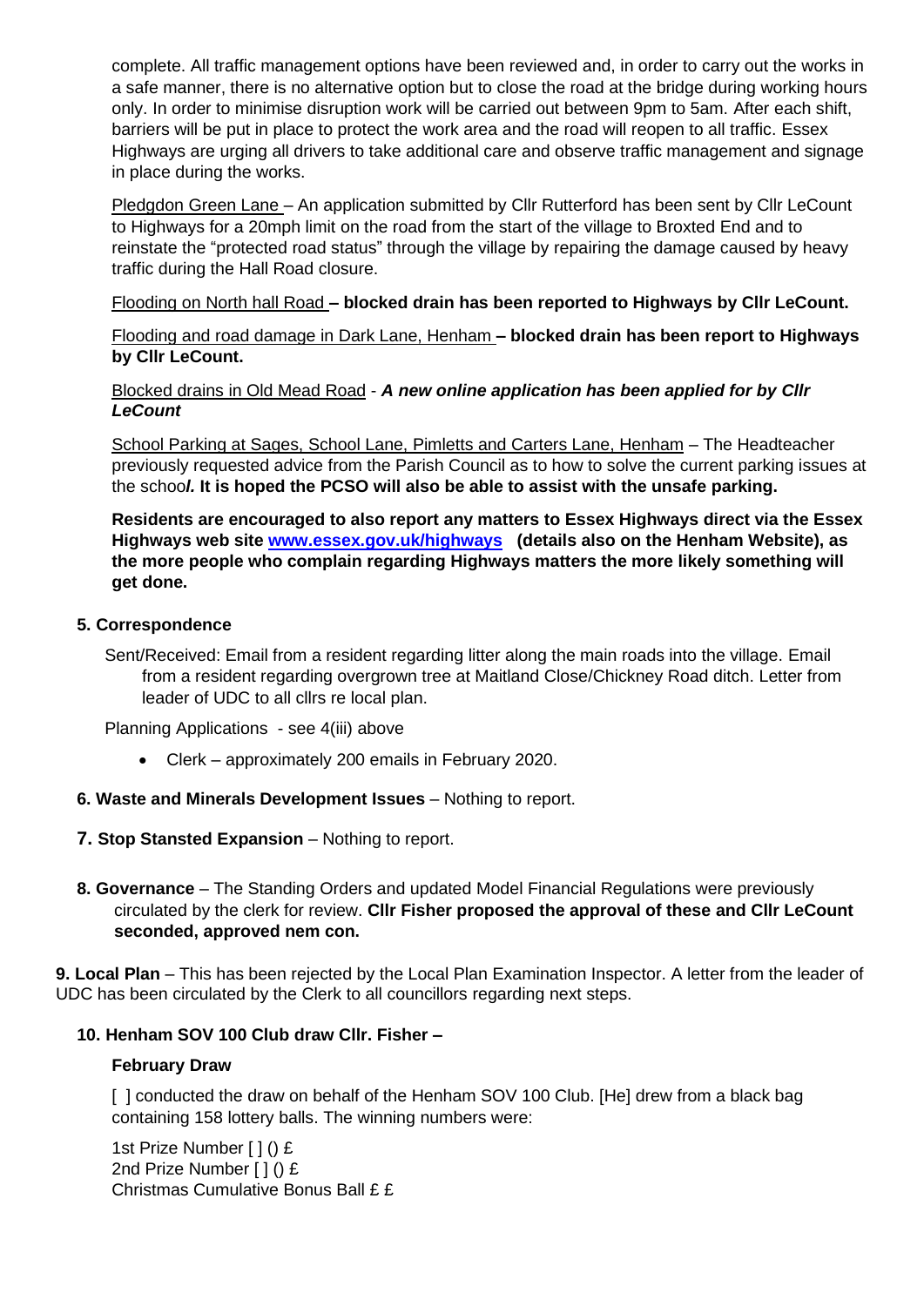complete. All traffic management options have been reviewed and, in order to carry out the works in a safe manner, there is no alternative option but to close the road at the bridge during working hours only. In order to minimise disruption work will be carried out between 9pm to 5am. After each shift, barriers will be put in place to protect the work area and the road will reopen to all traffic. Essex Highways are urging all drivers to take additional care and observe traffic management and signage in place during the works.

Pledgdon Green Lane – An application submitted by Cllr Rutterford has been sent by Cllr LeCount to Highways for a 20mph limit on the road from the start of the village to Broxted End and to reinstate the "protected road status" through the village by repairing the damage caused by heavy traffic during the Hall Road closure.

Flooding on North hall Road **– blocked drain has been reported to Highways by Cllr LeCount.**

Flooding and road damage in Dark Lane, Henham **– blocked drain has been report to Highways by Cllr LeCount.**

Blocked drains in Old Mead Road - ***A new online application has been applied for by Cllr LeCount***

School Parking at Sages, School Lane, Pimletts and Carters Lane, Henham – The Headteacher previously requested advice from the Parish Council as to how to solve the current parking issues at the schoo***l.*** **It is hoped the PCSO will also be able to assist with the unsafe parking.**

**Residents are encouraged to also report any matters to Essex Highways direct via the Essex Highways web site [www.essex.gov.uk/highways](http://www.essex.gov.uk/highways) (details also on the Henham Website), as the more people who complain regarding Highways matters the more likely something will get done.**

**5. Correspondence**

Sent/Received: Email from a resident regarding litter along the main roads into the village. Email from a resident regarding overgrown tree at Maitland Close/Chickney Road ditch. Letter from leader of UDC to all cllrs re local plan.

Planning Applications - see 4(iii) above

- Clerk – approximately 200 emails in February 2020.

**6. Waste and Minerals Development Issues** – Nothing to report.

**7. Stop Stansted Expansion** – Nothing to report.

**8. Governance** – The Standing Orders and updated Model Financial Regulations were previously circulated by the clerk for review. **Cllr Fisher proposed the approval of these and Cllr LeCount seconded, approved nem con.**

**9. Local Plan** – This has been rejected by the Local Plan Examination Inspector. A letter from the leader of UDC has been circulated by the Clerk to all councillors regarding next steps.

**10. Henham SOV 100 Club draw Cllr. Fisher –**

**February Draw**

[ ] conducted the draw on behalf of the Henham SOV 100 Club. [He] drew from a black bag containing 158 lottery balls. The winning numbers were:

1st Prize Number [ ] () £
2nd Prize Number [ ] () £
Christmas Cumulative Bonus Ball £ £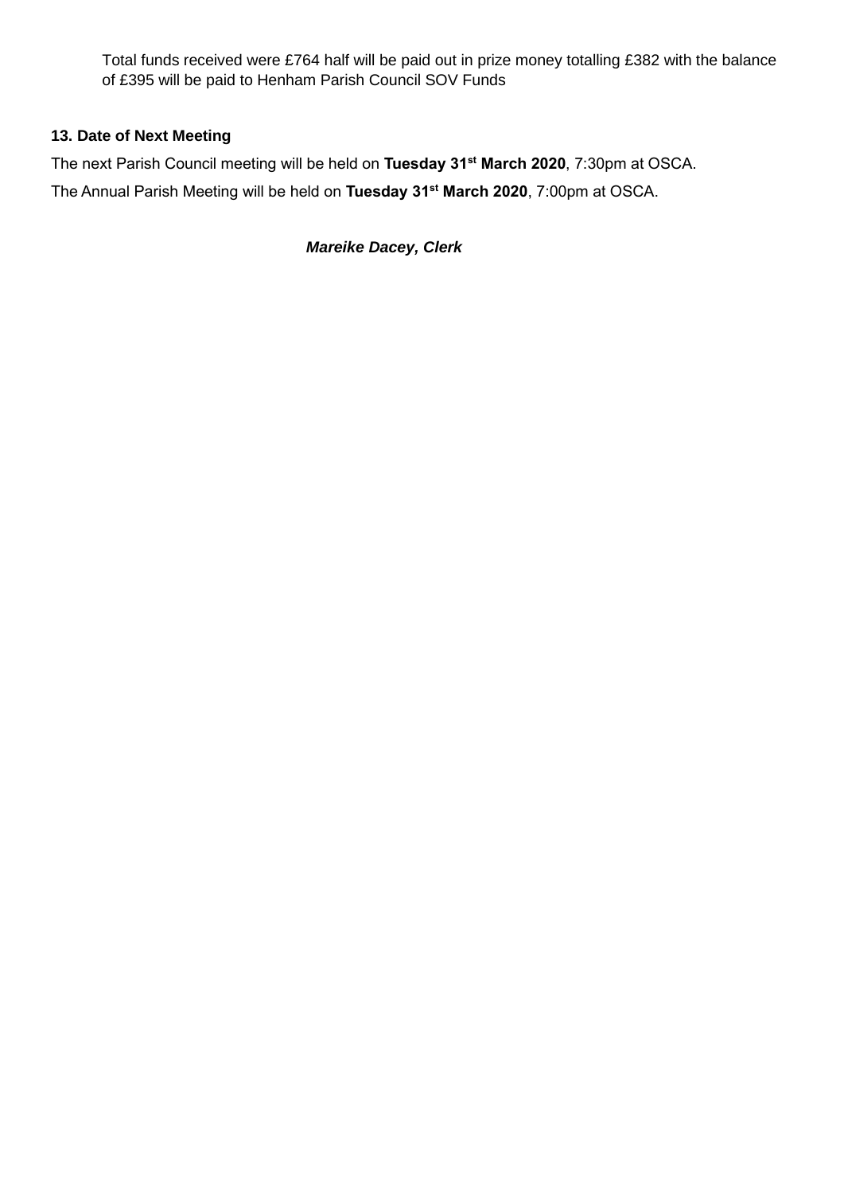Total funds received were £764 half will be paid out in prize money totalling £382 with the balance of £395 will be paid to Henham Parish Council SOV Funds

**13. Date of Next Meeting**

The next Parish Council meeting will be held on **Tuesday 31st March 2020**, 7:30pm at OSCA.

The Annual Parish Meeting will be held on **Tuesday 31st March 2020**, 7:00pm at OSCA.

***Mareike Dacey, Clerk***